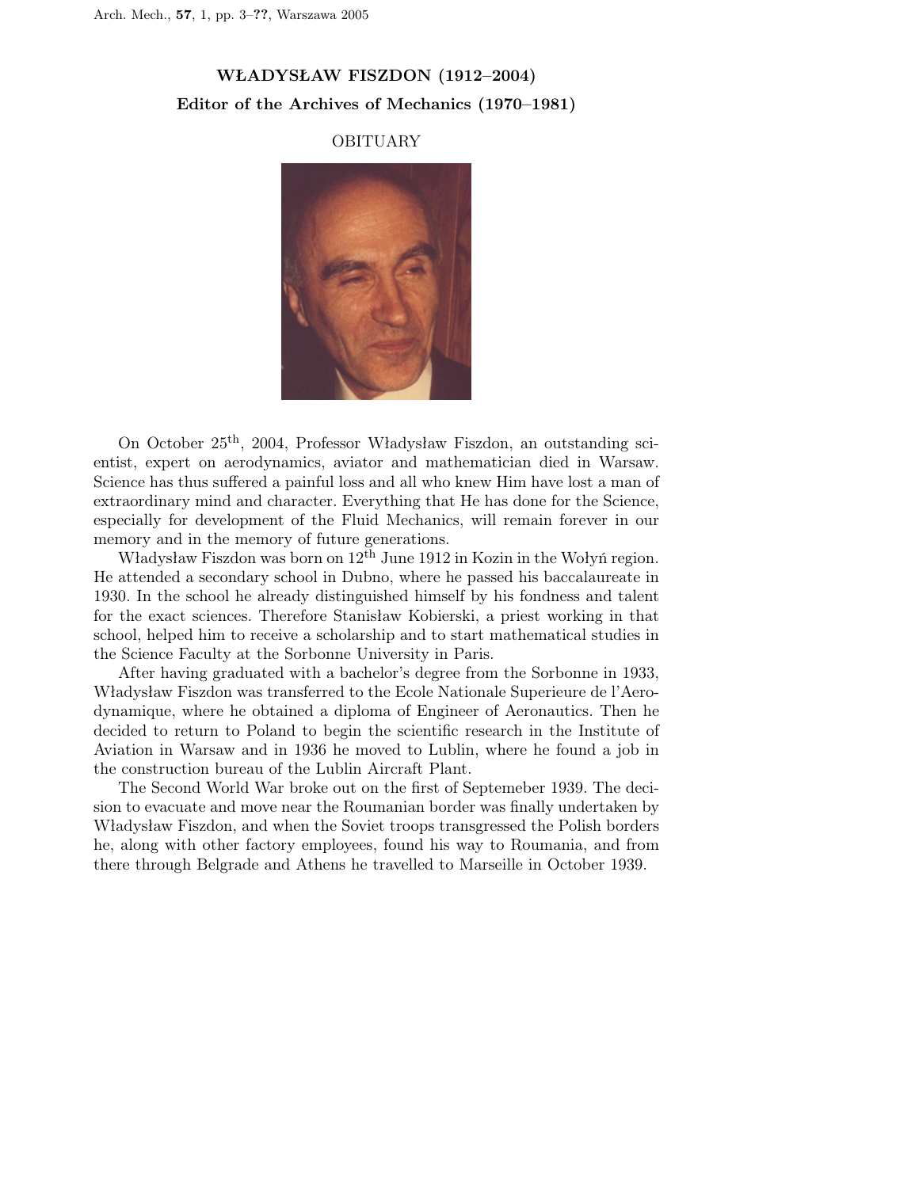# WŁADYSŁAW FISZDON (1912–2004)

## Editor of the Archives of Mechanics (1970–1981)

### OBITUARY

On October 25th, 2004, Professor Władysław Fiszdon, an outstanding scientist, expert on aerodynamics, aviator and mathematician died in Warsaw. Science has thus suffered a painful loss and all who knew Him have lost a man of extraordinary mind and character. Everything that He has done for the Science, especially for development of the Fluid Mechanics, will remain forever in our memory and in the memory of future generations.

Władysław Fiszdon was born on 12th June 1912 in Kozin in the Wołyń region. He attended a secondary school in Dubno, where he passed his baccalaureate in 1930. In the school he already distinguished himself by his fondness and talent for the exact sciences. Therefore Stanisław Kobierski, a priest working in that school, helped him to receive a scholarship and to start mathematical studies in the Science Faculty at the Sorbonne University in Paris.

After having graduated with a bachelor's degree from the Sorbonne in 1933, Władysław Fiszdon was transferred to the Ecole Nationale Superieure de l'Aerodynamique, where he obtained a diploma of Engineer of Aeronautics. Then he decided to return to Poland to begin the scientific research in the Institute of Aviation in Warsaw and in 1936 he moved to Lublin, where he found a job in the construction bureau of the Lublin Aircraft Plant.

The Second World War broke out on the first of Septemeber 1939. The decision to evacuate and move near the Roumanian border was finally undertaken by Władysław Fiszdon, and when the Soviet troops transgressed the Polish borders he, along with other factory employees, found his way to Roumania, and from there through Belgrade and Athens he travelled to Marseille in October 1939.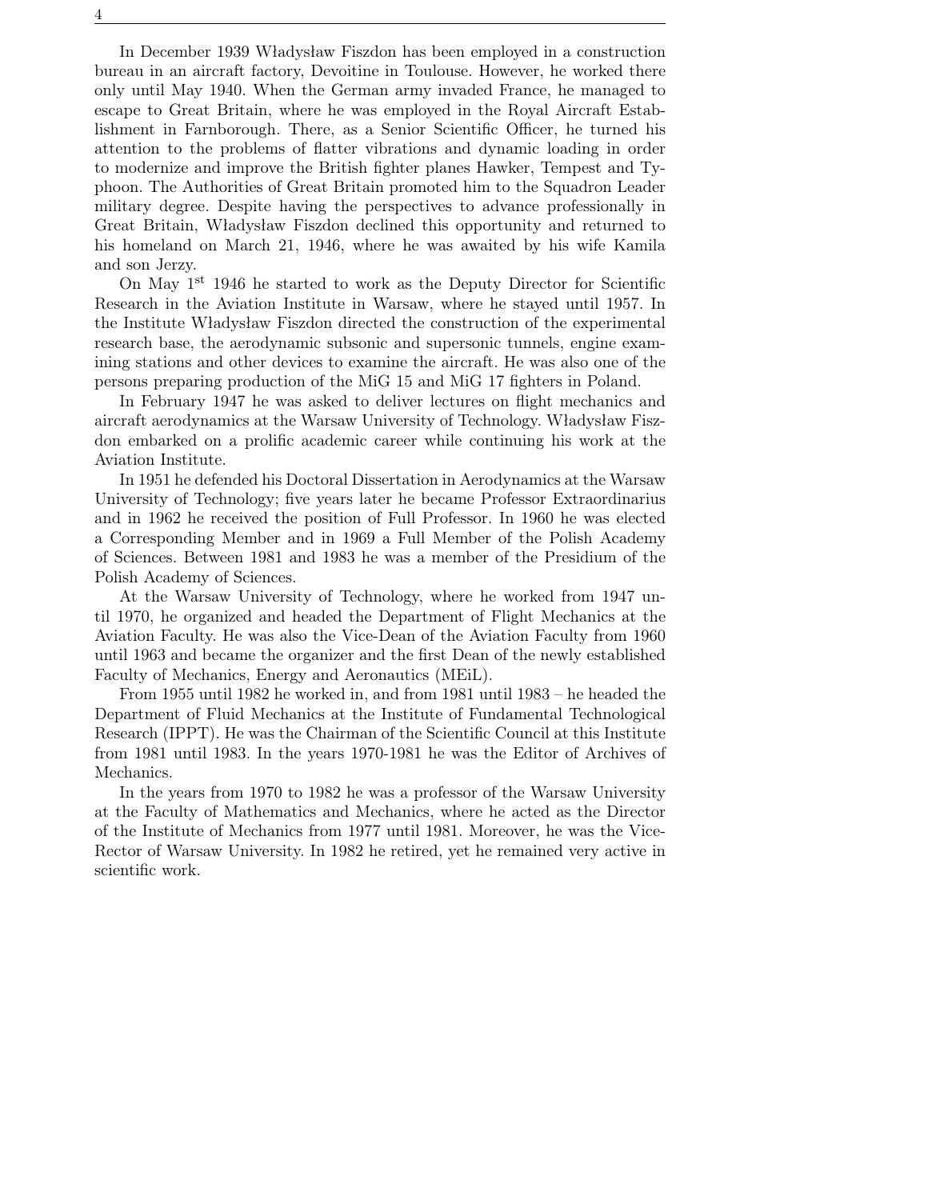In December 1939 Władysław Fiszdon has been employed in a construction bureau in an aircraft factory, Devoitine in Toulouse. However, he worked there only until May 1940. When the German army invaded France, he managed to escape to Great Britain, where he was employed in the Royal Aircraft Establishment in Farnborough. There, as a Senior Scientific Officer, he turned his attention to the problems of flatter vibrations and dynamic loading in order to modernize and improve the British fighter planes Hawker, Tempest and Typhoon. The Authorities of Great Britain promoted him to the Squadron Leader military degree. Despite having the perspectives to advance professionally in Great Britain, Władysław Fiszdon declined this opportunity and returned to his homeland on March 21, 1946, where he was awaited by his wife Kamila and son Jerzy.

On May 1st 1946 he started to work as the Deputy Director for Scientific Research in the Aviation Institute in Warsaw, where he stayed until 1957. In the Institute Władysław Fiszdon directed the construction of the experimental research base, the aerodynamic subsonic and supersonic tunnels, engine examining stations and other devices to examine the aircraft. He was also one of the persons preparing production of the MiG 15 and MiG 17 fighters in Poland.

In February 1947 he was asked to deliver lectures on flight mechanics and aircraft aerodynamics at the Warsaw University of Technology. Władysław Fiszdon embarked on a prolific academic career while continuing his work at the Aviation Institute.

In 1951 he defended his Doctoral Dissertation in Aerodynamics at the Warsaw University of Technology; five years later he became Professor Extraordinarius and in 1962 he received the position of Full Professor. In 1960 he was elected a Corresponding Member and in 1969 a Full Member of the Polish Academy of Sciences. Between 1981 and 1983 he was a member of the Presidium of the Polish Academy of Sciences.

At the Warsaw University of Technology, where he worked from 1947 until 1970, he organized and headed the Department of Flight Mechanics at the Aviation Faculty. He was also the Vice-Dean of the Aviation Faculty from 1960 until 1963 and became the organizer and the first Dean of the newly established Faculty of Mechanics, Energy and Aeronautics (MEiL).

From 1955 until 1982 he worked in, and from 1981 until 1983 – he headed the Department of Fluid Mechanics at the Institute of Fundamental Technological Research (IPPT). He was the Chairman of the Scientific Council at this Institute from 1981 until 1983. In the years 1970-1981 he was the Editor of Archives of Mechanics.

In the years from 1970 to 1982 he was a professor of the Warsaw University at the Faculty of Mathematics and Mechanics, where he acted as the Director of the Institute of Mechanics from 1977 until 1981. Moreover, he was the Vice-Rector of Warsaw University. In 1982 he retired, yet he remained very active in scientific work.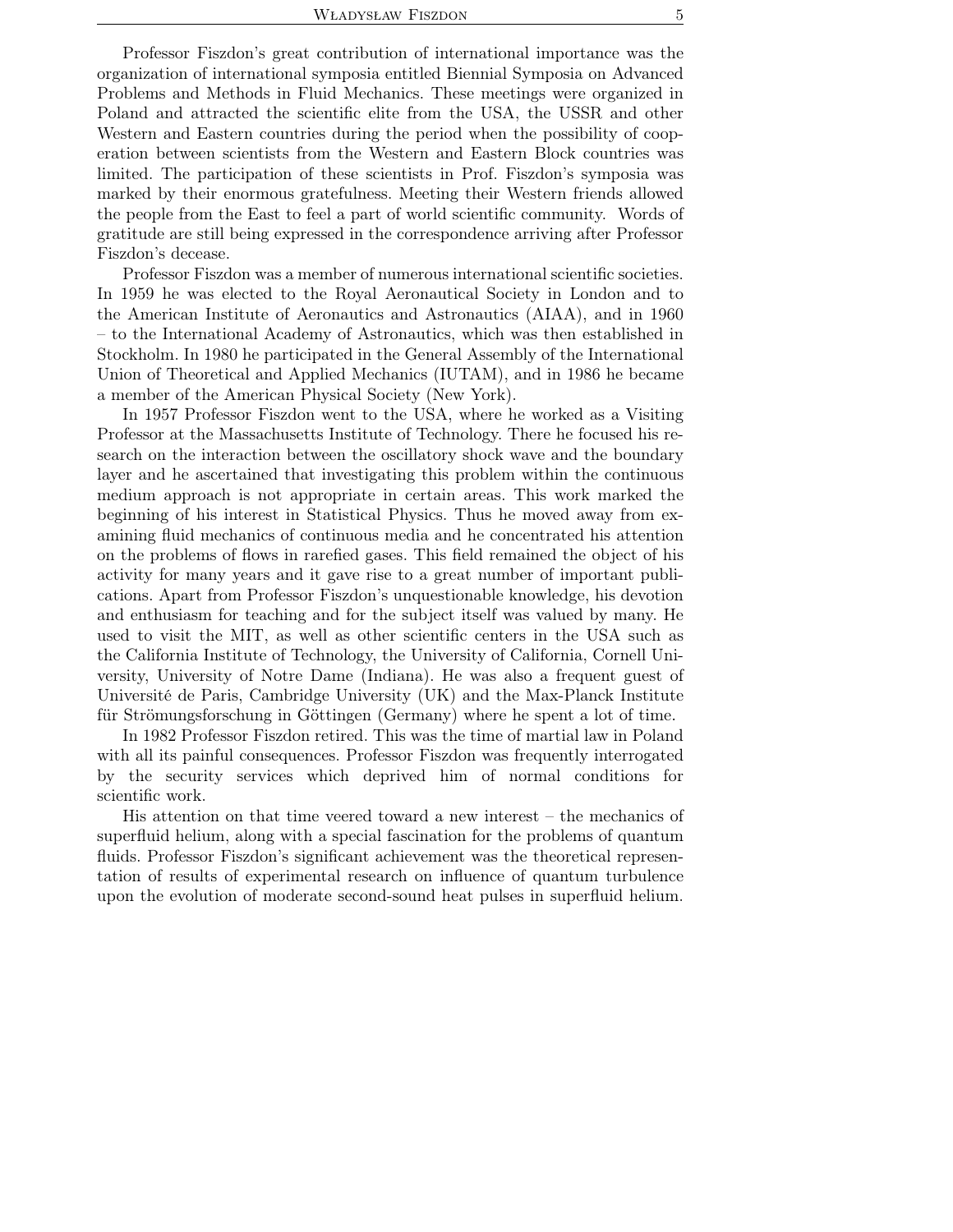Professor Fiszdon's great contribution of international importance was the organization of international symposia entitled Biennial Symposia on Advanced Problems and Methods in Fluid Mechanics. These meetings were organized in Poland and attracted the scientific elite from the USA, the USSR and other Western and Eastern countries during the period when the possibility of cooperation between scientists from the Western and Eastern Block countries was limited. The participation of these scientists in Prof. Fiszdon's symposia was marked by their enormous gratefulness. Meeting their Western friends allowed the people from the East to feel a part of world scientific community. Words of gratitude are still being expressed in the correspondence arriving after Professor Fiszdon's decease.

Professor Fiszdon was a member of numerous international scientific societies. In 1959 he was elected to the Royal Aeronautical Society in London and to the American Institute of Aeronautics and Astronautics (AIAA), and in 1960 – to the International Academy of Astronautics, which was then established in Stockholm. In 1980 he participated in the General Assembly of the International Union of Theoretical and Applied Mechanics (IUTAM), and in 1986 he became a member of the American Physical Society (New York).

In 1957 Professor Fiszdon went to the USA, where he worked as a Visiting Professor at the Massachusetts Institute of Technology. There he focused his research on the interaction between the oscillatory shock wave and the boundary layer and he ascertained that investigating this problem within the continuous medium approach is not appropriate in certain areas. This work marked the beginning of his interest in Statistical Physics. Thus he moved away from examining fluid mechanics of continuous media and he concentrated his attention on the problems of flows in rarefied gases. This field remained the object of his activity for many years and it gave rise to a great number of important publications. Apart from Professor Fiszdon's unquestionable knowledge, his devotion and enthusiasm for teaching and for the subject itself was valued by many. He used to visit the MIT, as well as other scientific centers in the USA such as the California Institute of Technology, the University of California, Cornell University, University of Notre Dame (Indiana). He was also a frequent guest of Université de Paris, Cambridge University (UK) and the Max-Planck Institute für Strömungsforschung in Göttingen (Germany) where he spent a lot of time.

In 1982 Professor Fiszdon retired. This was the time of martial law in Poland with all its painful consequences. Professor Fiszdon was frequently interrogated by the security services which deprived him of normal conditions for scientific work.

His attention on that time veered toward a new interest – the mechanics of superfluid helium, along with a special fascination for the problems of quantum fluids. Professor Fiszdon's significant achievement was the theoretical representation of results of experimental research on influence of quantum turbulence upon the evolution of moderate second-sound heat pulses in superfluid helium.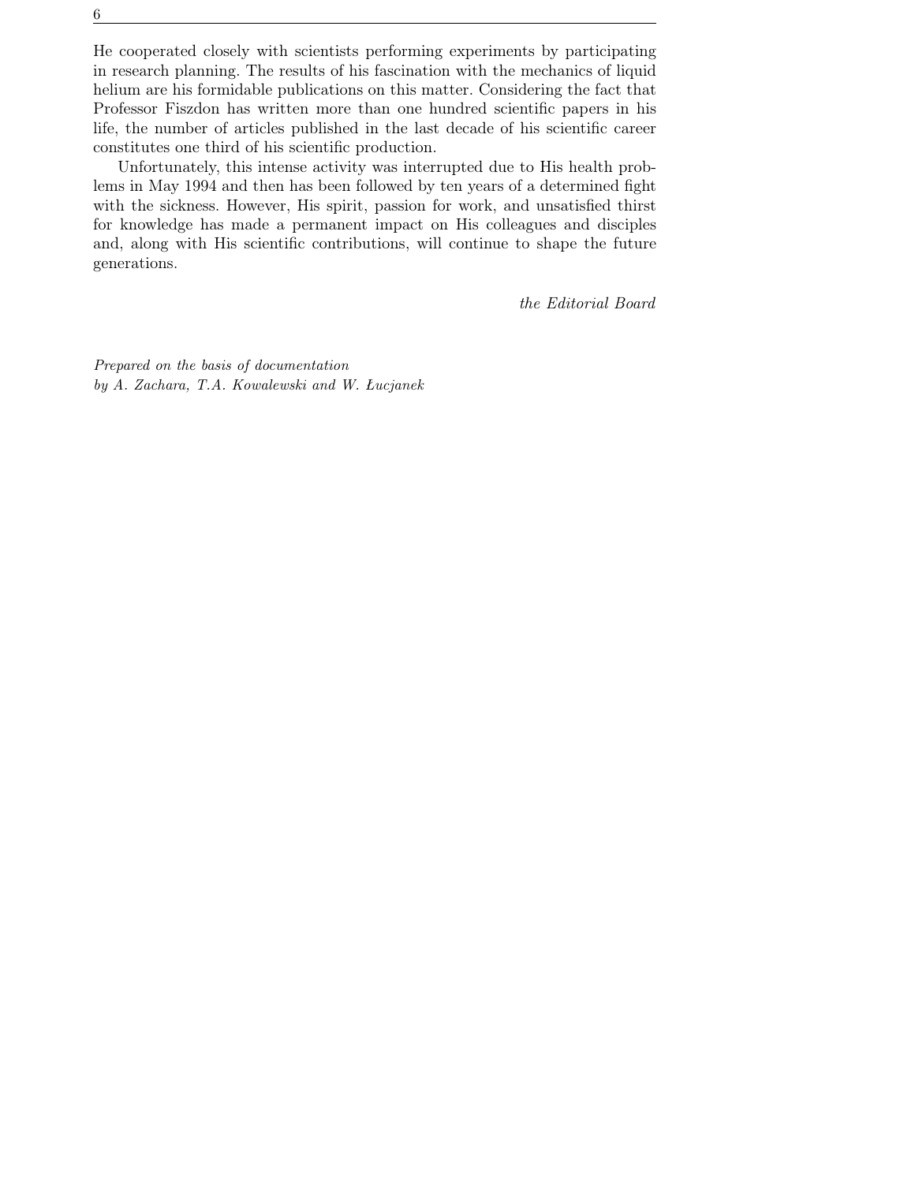He cooperated closely with scientists performing experiments by participating in research planning. The results of his fascination with the mechanics of liquid helium are his formidable publications on this matter. Considering the fact that Professor Fiszdon has written more than one hundred scientific papers in his life, the number of articles published in the last decade of his scientific career constitutes one third of his scientific production.

Unfortunately, this intense activity was interrupted due to His health problems in May 1994 and then has been followed by ten years of a determined fight with the sickness. However, His spirit, passion for work, and unsatisfied thirst for knowledge has made a permanent impact on His colleagues and disciples and, along with His scientific contributions, will continue to shape the future generations.

*the Editorial Board*

*Prepared on the basis of documentation*
*by A. Zachara, T.A. Kowalewski and W. Łucjanek*